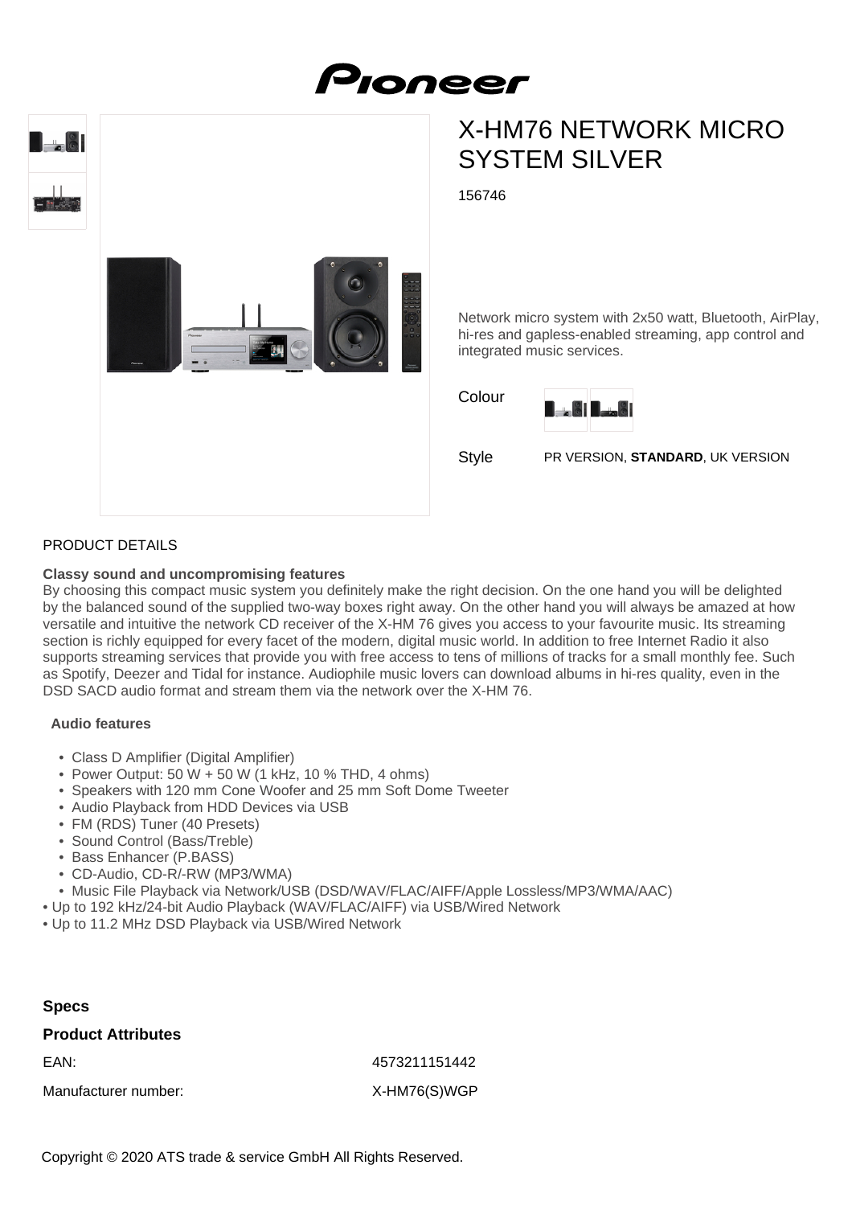# X-HM76 NETWORK MICRO SYSTEM SILVER

156746

Network micro system with 2x50 watt, Bluetooth, AirPlay, hi-res and gapless-enabled streaming, app control and integrated music services.

Colour

Style PR VERSION, **STANDARD**, UK VERSION

## PRODUCT DETAILS

**Classy sound and uncompromising features**

By choosing this compact music system you definitely make the right decision. On the one hand you will be delighted by the balanced sound of the supplied two-way boxes right away. On the other hand you will always be amazed at how versatile and intuitive the network CD receiver of the X-HM 76 gives you access to your favourite music. Its streaming section is richly equipped for every facet of the modern, digital music world. In addition to free Internet Radio it also supports streaming services that provide you with free access to tens of millions of tracks for a small monthly fee. Such as Spotify, Deezer and Tidal for instance. Audiophile music lovers can download albums in hi-res quality, even in the DSD SACD audio format and stream them via the network over the X-HM 76.

**Audio features**

- Class D Amplifier (Digital Amplifier)
- Power Output: 50 W + 50 W (1 kHz, 10 % THD, 4 ohms)
- Speakers with 120 mm Cone Woofer and 25 mm Soft Dome Tweeter
- Audio Playback from HDD Devices via USB
- FM (RDS) Tuner (40 Presets)
- Sound Control (Bass/Treble)
- Bass Enhancer (P.BASS)
- CD-Audio, CD-R/-RW (MP3/WMA)
- Music File Playback via Network/USB (DSD/WAV/FLAC/AIFF/Apple Lossless/MP3/WMA/AAC)
- Up to 192 kHz/24-bit Audio Playback (WAV/FLAC/AIFF) via USB/Wired Network
- Up to 11.2 MHz DSD Playback via USB/Wired Network

## Specs

### Product Attributes

| | |
|---|---|
| EAN: | 4573211151442 |
| Manufacturer number: | X-HM76(S)WGP |

Copyright © 2020 ATS trade & service GmbH All Rights Reserved.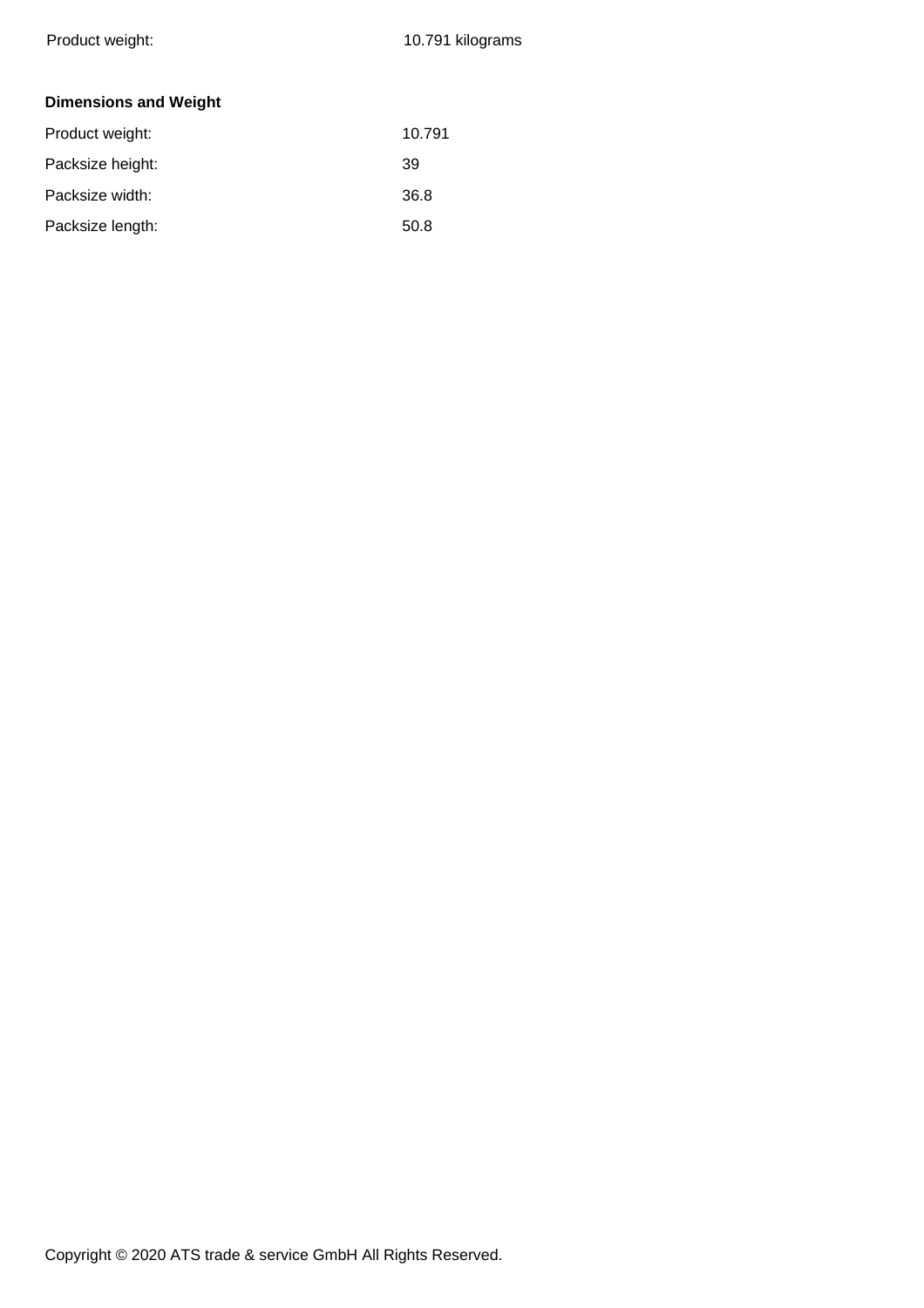| | |
|---|---|
| Product weight: | 10.791 kilograms |

**Dimensions and Weight**

| | |
|---|---|
| Product weight: | 10.791 |
| Packsize height: | 39 |
| Packsize width: | 36.8 |
| Packsize length: | 50.8 |

Copyright © 2020 ATS trade & service GmbH All Rights Reserved.